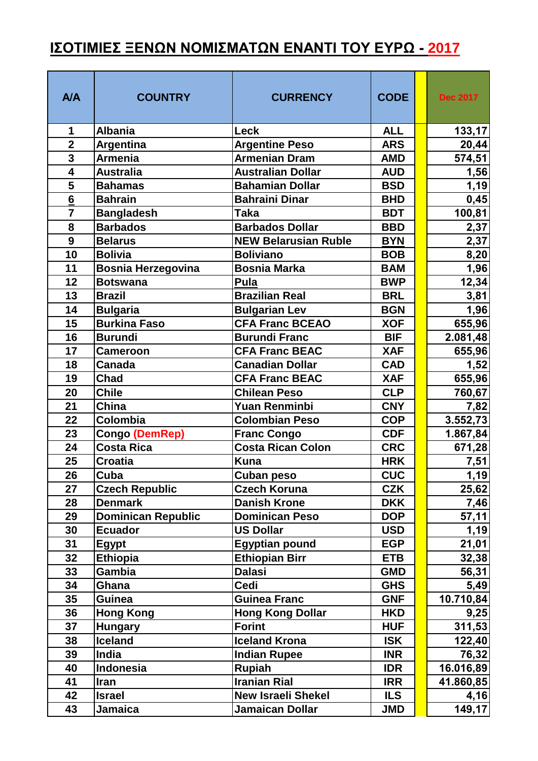# ΙΣΟΤΙΜΙΕΣ ΞΕΝΩΝ ΝΟΜΙΣΜΑΤΩΝ ΕΝΑΝΤΙ ΤΟΥ ΕΥΡΩ - 2017

| A/A | COUNTRY | CURRENCY | CODE | | Dec 2017 |
|---|---|---|---|---|---|
| 1 | Albania | Leck | ALL | | 133,17 |
| 2 | Argentina | Argentine Peso | ARS | | 20,44 |
| 3 | Armenia | Armenian Dram | AMD | | 574,51 |
| 4 | Australia | Australian Dollar | AUD | | 1,56 |
| 5 | Bahamas | Bahamian Dollar | BSD | | 1,19 |
| 6 | Bahrain | Bahraini Dinar | BHD | | 0,45 |
| 7 | Bangladesh | Taka | BDT | | 100,81 |
| 8 | Barbados | Barbados Dollar | BBD | | 2,37 |
| 9 | Belarus | NEW Belarusian Ruble | BYN | | 2,37 |
| 10 | Bolivia | Boliviano | BOB | | 8,20 |
| 11 | Bosnia Herzegovina | Bosnia Marka | BAM | | 1,96 |
| 12 | Botswana | Pula | BWP | | 12,34 |
| 13 | Brazil | Brazilian Real | BRL | | 3,81 |
| 14 | Bulgaria | Bulgarian Lev | BGN | | 1,96 |
| 15 | Burkina Faso | CFA Franc BCEAO | XOF | | 655,96 |
| 16 | Burundi | Burundi Franc | BIF | | 2.081,48 |
| 17 | Cameroon | CFA Franc BEAC | XAF | | 655,96 |
| 18 | Canada | Canadian Dollar | CAD | | 1,52 |
| 19 | Chad | CFA Franc BEAC | XAF | | 655,96 |
| 20 | Chile | Chilean Peso | CLP | | 760,67 |
| 21 | China | Yuan Renminbi | CNY | | 7,82 |
| 22 | Colombia | Colombian Peso | COP | | 3.552,73 |
| 23 | Congo (DemRep) | Franc Congo | CDF | | 1.867,84 |
| 24 | Costa Rica | Costa Rican Colon | CRC | | 671,28 |
| 25 | Croatia | Kuna | HRK | | 7,51 |
| 26 | Cuba | Cuban peso | CUC | | 1,19 |
| 27 | Czech Republic | Czech Koruna | CZK | | 25,62 |
| 28 | Denmark | Danish Krone | DKK | | 7,46 |
| 29 | Dominican Republic | Dominican Peso | DOP | | 57,11 |
| 30 | Ecuador | US Dollar | USD | | 1,19 |
| 31 | Egypt | Egyptian pound | EGP | | 21,01 |
| 32 | Ethiopia | Ethiopian Birr | ETB | | 32,38 |
| 33 | Gambia | Dalasi | GMD | | 56,31 |
| 34 | Ghana | Cedi | GHS | | 5,49 |
| 35 | Guinea | Guinea Franc | GNF | | 10.710,84 |
| 36 | Hong Kong | Hong Kong Dollar | HKD | | 9,25 |
| 37 | Hungary | Forint | HUF | | 311,53 |
| 38 | Iceland | Iceland Krona | ISK | | 122,40 |
| 39 | India | Indian Rupee | INR | | 76,32 |
| 40 | Indonesia | Rupiah | IDR | | 16.016,89 |
| 41 | Iran | Iranian Rial | IRR | | 41.860,85 |
| 42 | Israel | New Israeli Shekel | ILS | | 4,16 |
| 43 | Jamaica | Jamaican Dollar | JMD | | 149,17 |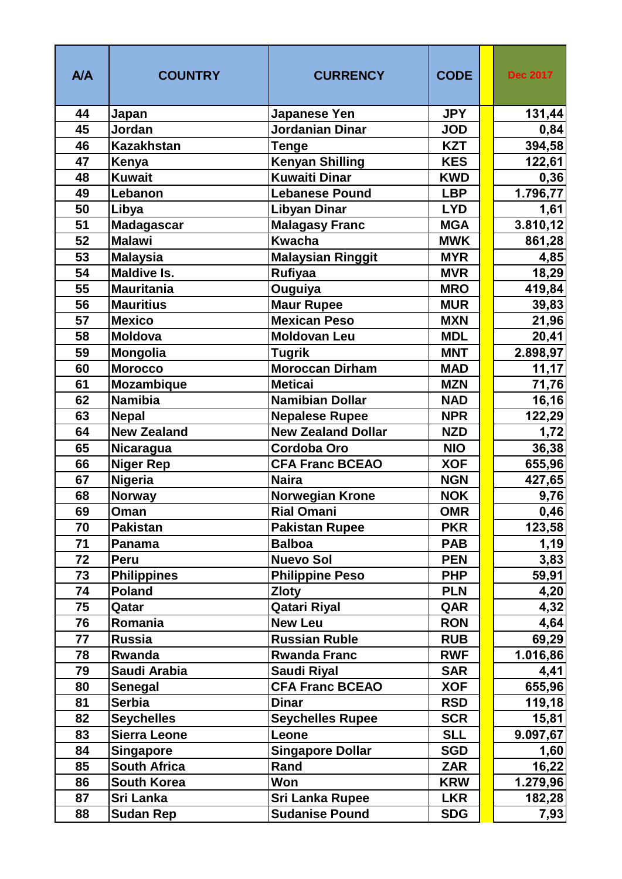| A/A | COUNTRY | CURRENCY | CODE | | Dec 2017 |
|---|---|---|---|---|---|
| 44 | Japan | Japanese Yen | JPY | | 131,44 |
| 45 | Jordan | Jordanian Dinar | JOD | | 0,84 |
| 46 | Kazakhstan | Tenge | KZT | | 394,58 |
| 47 | Kenya | Kenyan Shilling | KES | | 122,61 |
| 48 | Kuwait | Kuwaiti Dinar | KWD | | 0,36 |
| 49 | Lebanon | Lebanese Pound | LBP | | 1.796,77 |
| 50 | Libya | Libyan Dinar | LYD | | 1,61 |
| 51 | Madagascar | Malagasy Franc | MGA | | 3.810,12 |
| 52 | Malawi | Kwacha | MWK | | 861,28 |
| 53 | Malaysia | Malaysian Ringgit | MYR | | 4,85 |
| 54 | Maldive Is. | Rufiyaa | MVR | | 18,29 |
| 55 | Mauritania | Ouguiya | MRO | | 419,84 |
| 56 | Mauritius | Maur Rupee | MUR | | 39,83 |
| 57 | Mexico | Mexican Peso | MXN | | 21,96 |
| 58 | Moldova | Moldovan Leu | MDL | | 20,41 |
| 59 | Mongolia | Tugrik | MNT | | 2.898,97 |
| 60 | Morocco | Moroccan Dirham | MAD | | 11,17 |
| 61 | Mozambique | Meticai | MZN | | 71,76 |
| 62 | Namibia | Namibian Dollar | NAD | | 16,16 |
| 63 | Nepal | Nepalese Rupee | NPR | | 122,29 |
| 64 | New Zealand | New Zealand Dollar | NZD | | 1,72 |
| 65 | Nicaragua | Cordoba Oro | NIO | | 36,38 |
| 66 | Niger Rep | CFA Franc BCEAO | XOF | | 655,96 |
| 67 | Nigeria | Naira | NGN | | 427,65 |
| 68 | Norway | Norwegian Krone | NOK | | 9,76 |
| 69 | Oman | Rial Omani | OMR | | 0,46 |
| 70 | Pakistan | Pakistan Rupee | PKR | | 123,58 |
| 71 | Panama | Balboa | PAB | | 1,19 |
| 72 | Peru | Nuevo Sol | PEN | | 3,83 |
| 73 | Philippines | Philippine Peso | PHP | | 59,91 |
| 74 | Poland | Zloty | PLN | | 4,20 |
| 75 | Qatar | Qatari Riyal | QAR | | 4,32 |
| 76 | Romania | New Leu | RON | | 4,64 |
| 77 | Russia | Russian Ruble | RUB | | 69,29 |
| 78 | Rwanda | Rwanda Franc | RWF | | 1.016,86 |
| 79 | Saudi Arabia | Saudi Riyal | SAR | | 4,41 |
| 80 | Senegal | CFA Franc BCEAO | XOF | | 655,96 |
| 81 | Serbia | Dinar | RSD | | 119,18 |
| 82 | Seychelles | Seychelles Rupee | SCR | | 15,81 |
| 83 | Sierra Leone | Leone | SLL | | 9.097,67 |
| 84 | Singapore | Singapore Dollar | SGD | | 1,60 |
| 85 | South Africa | Rand | ZAR | | 16,22 |
| 86 | South Korea | Won | KRW | | 1.279,96 |
| 87 | Sri Lanka | Sri Lanka Rupee | LKR | | 182,28 |
| 88 | Sudan Rep | Sudanise Pound | SDG | | 7,93 |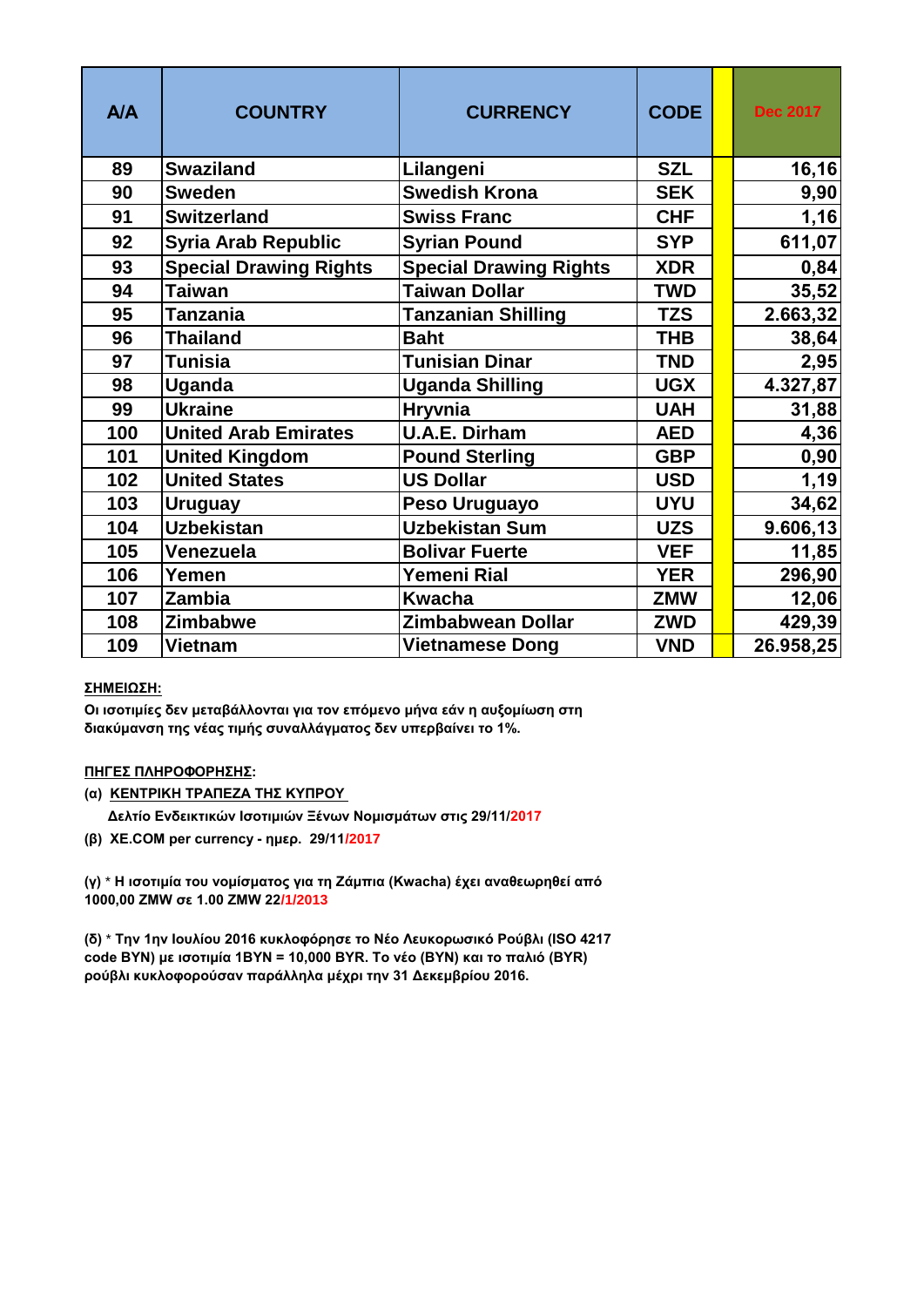| A/A | COUNTRY | CURRENCY | CODE | | Dec 2017 |
|---|---|---|---|---|---|
| 89 | Swaziland | Lilangeni | SZL | | 16,16 |
| 90 | Sweden | Swedish Krona | SEK | | 9,90 |
| 91 | Switzerland | Swiss Franc | CHF | | 1,16 |
| 92 | Syria Arab Republic | Syrian Pound | SYP | | 611,07 |
| 93 | Special Drawing Rights | Special Drawing Rights | XDR | | 0,84 |
| 94 | Taiwan | Taiwan Dollar | TWD | | 35,52 |
| 95 | Tanzania | Tanzanian Shilling | TZS | | 2.663,32 |
| 96 | Thailand | Baht | THB | | 38,64 |
| 97 | Tunisia | Tunisian Dinar | TND | | 2,95 |
| 98 | Uganda | Uganda Shilling | UGX | | 4.327,87 |
| 99 | Ukraine | Hryvnia | UAH | | 31,88 |
| 100 | United Arab Emirates | U.A.E. Dirham | AED | | 4,36 |
| 101 | United Kingdom | Pound Sterling | GBP | | 0,90 |
| 102 | United States | US Dollar | USD | | 1,19 |
| 103 | Uruguay | Peso Uruguayo | UYU | | 34,62 |
| 104 | Uzbekistan | Uzbekistan Sum | UZS | | 9.606,13 |
| 105 | Venezuela | Bolivar Fuerte | VEF | | 11,85 |
| 106 | Yemen | Yemeni Rial | YER | | 296,90 |
| 107 | Zambia | Kwacha | ZMW | | 12,06 |
| 108 | Zimbabwe | Zimbabwean Dollar | ZWD | | 429,39 |
| 109 | Vietnam | Vietnamese Dong | VND | | 26.958,25 |

**ΣΗΜΕΙΩΣΗ:**

**Οι ισοτιμίες δεν μεταβάλλονται για τον επόμενο μήνα εάν η αυξομίωση στη διακύμανση της νέας τιμής συναλλάγματος δεν υπερβαίνει το 1%.**

**ΠΗΓΕΣ ΠΛΗΡΟΦΟΡΗΣΗΣ:**

**(α) ΚΕΝΤΡΙΚΗ ΤΡΑΠΕΖΑ ΤΗΣ ΚΥΠΡΟΥ**

**Δελτίο Ενδεικτικών Ισοτιμιών Ξένων Νομισμάτων στις 29/11/2017**

**(β) XE.COM per currency - ημερ. 29/11/2017**

**(γ) * Η ισοτιμία του νομίσματος για τη Ζάμπια (Kwacha) έχει αναθεωρηθεί από 1000,00 ZMW σε 1.00 ZMW 22/1/2013**

**(δ) * Την 1ην Ιουλίου 2016 κυκλοφόρησε το Νέο Λευκορωσικό Ρούβλι (ISO 4217 code BYN) με ισοτιμία 1BYN = 10,000 BYR. Το νέο (BYN) και το παλιό (BYR) ρούβλι κυκλοφορούσαν παράλληλα μέχρι την 31 Δεκεμβρίου 2016.**